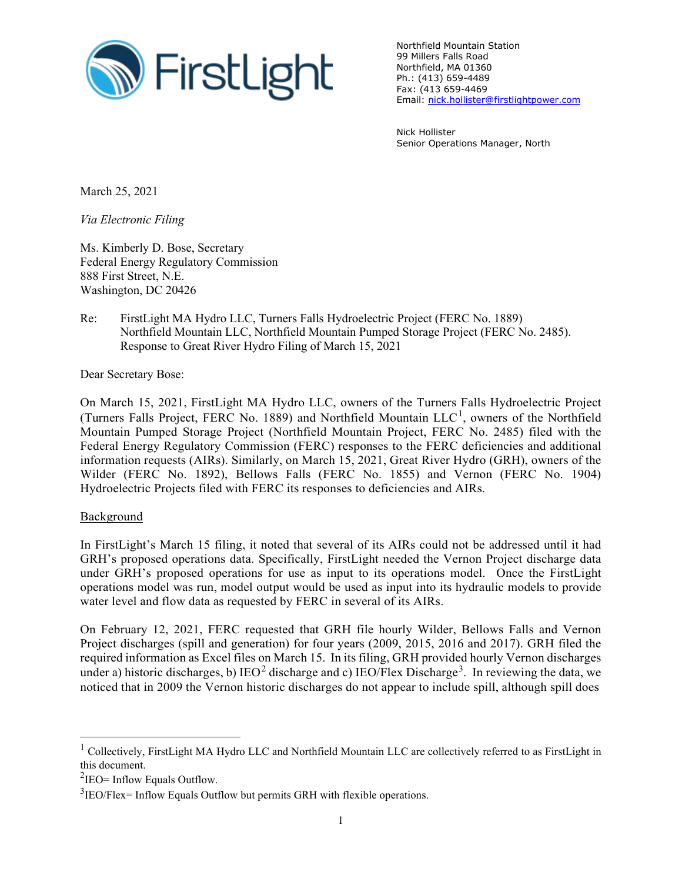FirstLight

Northfield Mountain Station
99 Millers Falls Road
Northfield, MA 01360
Ph.: (413) 659-4489
Fax: (413 659-4469
Email: nick.hollister@firstlightpower.com

Nick Hollister
Senior Operations Manager, North

March 25, 2021

*Via Electronic Filing*

Ms. Kimberly D. Bose, Secretary
Federal Energy Regulatory Commission
888 First Street, N.E.
Washington, DC 20426

Re: FirstLight MA Hydro LLC, Turners Falls Hydroelectric Project (FERC No. 1889)
Northfield Mountain LLC, Northfield Mountain Pumped Storage Project (FERC No. 2485).
Response to Great River Hydro Filing of March 15, 2021

Dear Secretary Bose:

On March 15, 2021, FirstLight MA Hydro LLC, owners of the Turners Falls Hydroelectric Project (Turners Falls Project, FERC No. 1889) and Northfield Mountain LLC[1], owners of the Northfield Mountain Pumped Storage Project (Northfield Mountain Project, FERC No. 2485) filed with the Federal Energy Regulatory Commission (FERC) responses to the FERC deficiencies and additional information requests (AIRs). Similarly, on March 15, 2021, Great River Hydro (GRH), owners of the Wilder (FERC No. 1892), Bellows Falls (FERC No. 1855) and Vernon (FERC No. 1904) Hydroelectric Projects filed with FERC its responses to deficiencies and AIRs.

## Background

In FirstLight's March 15 filing, it noted that several of its AIRs could not be addressed until it had GRH's proposed operations data. Specifically, FirstLight needed the Vernon Project discharge data under GRH's proposed operations for use as input to its operations model. Once the FirstLight operations model was run, model output would be used as input into its hydraulic models to provide water level and flow data as requested by FERC in several of its AIRs.

On February 12, 2021, FERC requested that GRH file hourly Wilder, Bellows Falls and Vernon Project discharges (spill and generation) for four years (2009, 2015, 2016 and 2017). GRH filed the required information as Excel files on March 15. In its filing, GRH provided hourly Vernon discharges under a) historic discharges, b) IEO[2] discharge and c) IEO/Flex Discharge[3]. In reviewing the data, we noticed that in 2009 the Vernon historic discharges do not appear to include spill, although spill does

---

[1] Collectively, FirstLight MA Hydro LLC and Northfield Mountain LLC are collectively referred to as FirstLight in this document.

[2] IEO= Inflow Equals Outflow.

[3] IEO/Flex= Inflow Equals Outflow but permits GRH with flexible operations.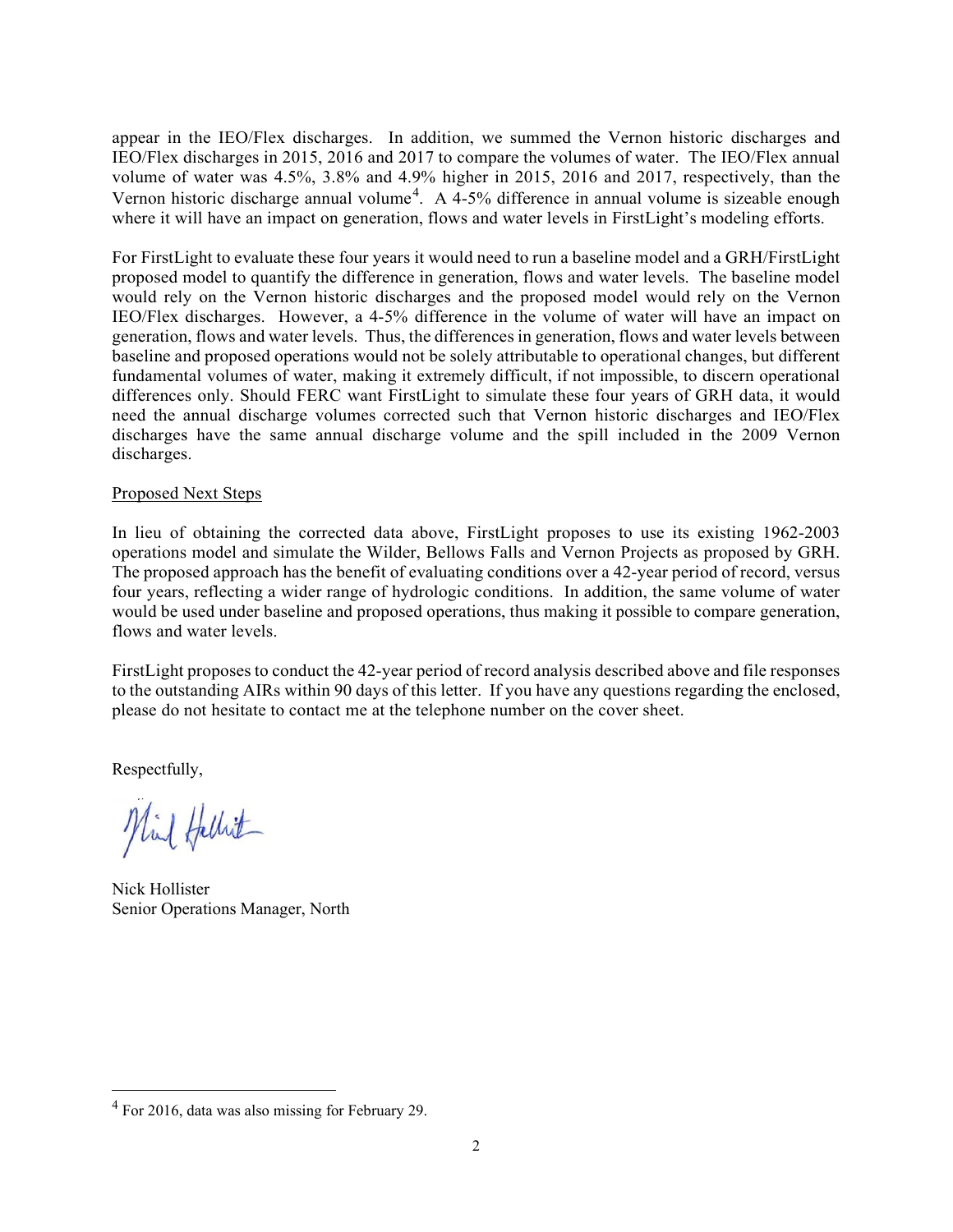appear in the IEO/Flex discharges. In addition, we summed the Vernon historic discharges and IEO/Flex discharges in 2015, 2016 and 2017 to compare the volumes of water. The IEO/Flex annual volume of water was 4.5%, 3.8% and 4.9% higher in 2015, 2016 and 2017, respectively, than the Vernon historic discharge annual volume[4]. A 4-5% difference in annual volume is sizeable enough where it will have an impact on generation, flows and water levels in FirstLight's modeling efforts.

For FirstLight to evaluate these four years it would need to run a baseline model and a GRH/FirstLight proposed model to quantify the difference in generation, flows and water levels. The baseline model would rely on the Vernon historic discharges and the proposed model would rely on the Vernon IEO/Flex discharges. However, a 4-5% difference in the volume of water will have an impact on generation, flows and water levels. Thus, the differences in generation, flows and water levels between baseline and proposed operations would not be solely attributable to operational changes, but different fundamental volumes of water, making it extremely difficult, if not impossible, to discern operational differences only. Should FERC want FirstLight to simulate these four years of GRH data, it would need the annual discharge volumes corrected such that Vernon historic discharges and IEO/Flex discharges have the same annual discharge volume and the spill included in the 2009 Vernon discharges.

Proposed Next Steps

In lieu of obtaining the corrected data above, FirstLight proposes to use its existing 1962-2003 operations model and simulate the Wilder, Bellows Falls and Vernon Projects as proposed by GRH. The proposed approach has the benefit of evaluating conditions over a 42-year period of record, versus four years, reflecting a wider range of hydrologic conditions. In addition, the same volume of water would be used under baseline and proposed operations, thus making it possible to compare generation, flows and water levels.

FirstLight proposes to conduct the 42-year period of record analysis described above and file responses to the outstanding AIRs within 90 days of this letter. If you have any questions regarding the enclosed, please do not hesitate to contact me at the telephone number on the cover sheet.

Respectfully,

Nick Hollister
Senior Operations Manager, North

[4] For 2016, data was also missing for February 29.